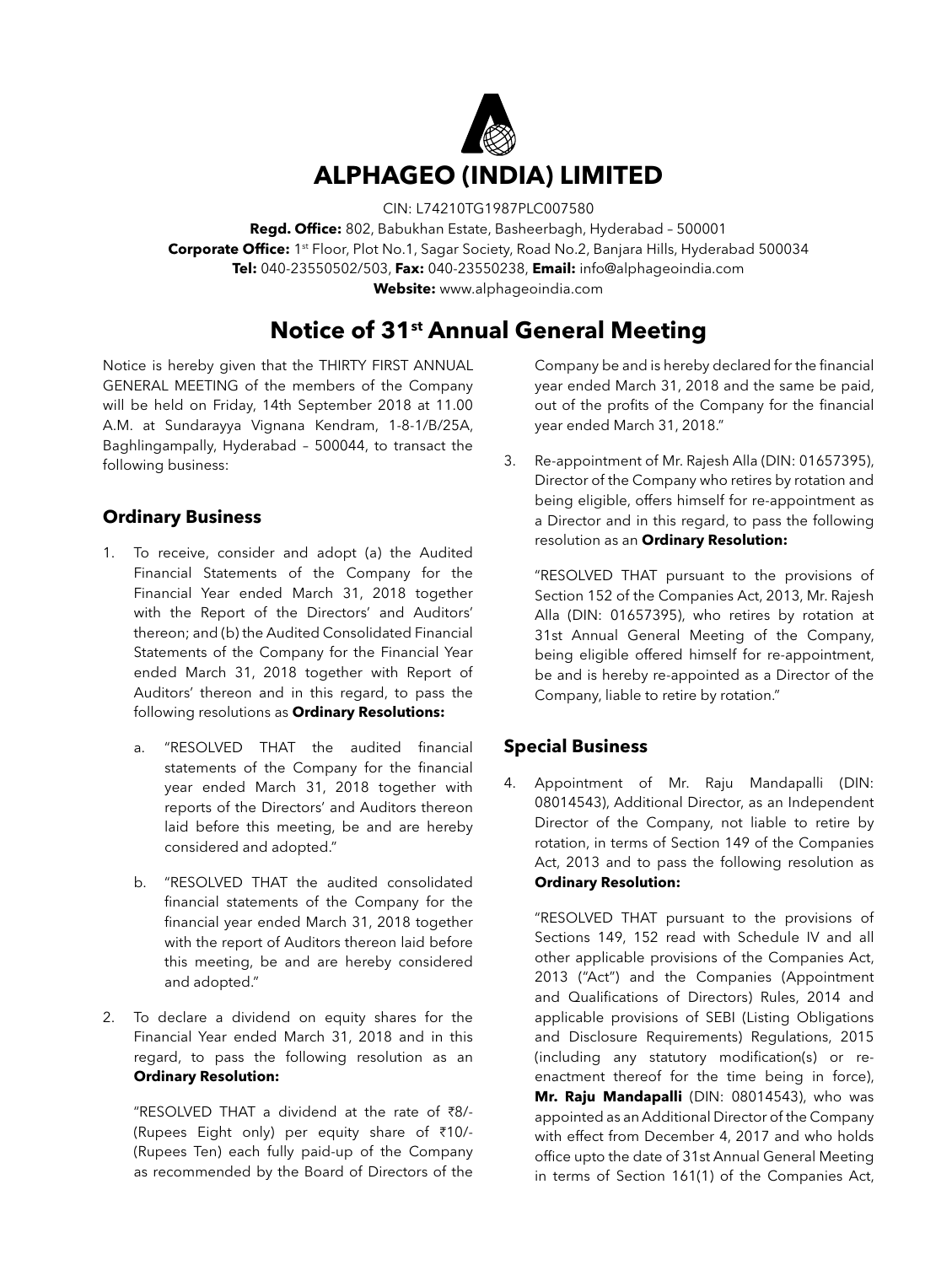# ALPHAGEO (INDIA) LIMITED

CIN: L74210TG1987PLC007580

**Regd. Office:** 802, Babukhan Estate, Basheerbagh, Hyderabad – 500001

**Corporate Office:** 1st Floor, Plot No.1, Sagar Society, Road No.2, Banjara Hills, Hyderabad 500034

**Tel:** 040-23550502/503, **Fax:** 040-23550238, **Email:** info@alphageoindia.com

**Website:** www.alphageoindia.com

## Notice of 31st Annual General Meeting

Notice is hereby given that the THIRTY FIRST ANNUAL GENERAL MEETING of the members of the Company will be held on Friday, 14th September 2018 at 11.00 A.M. at Sundarayya Vignana Kendram, 1-8-1/B/25A, Baghlingampally, Hyderabad – 500044, to transact the following business:

### Ordinary Business

1. To receive, consider and adopt (a) the Audited Financial Statements of the Company for the Financial Year ended March 31, 2018 together with the Report of the Directors' and Auditors' thereon; and (b) the Audited Consolidated Financial Statements of the Company for the Financial Year ended March 31, 2018 together with Report of Auditors' thereon and in this regard, to pass the following resolutions as **Ordinary Resolutions:**

   a. "RESOLVED THAT the audited financial statements of the Company for the financial year ended March 31, 2018 together with reports of the Directors' and Auditors thereon laid before this meeting, be and are hereby considered and adopted."

   b. "RESOLVED THAT the audited consolidated financial statements of the Company for the financial year ended March 31, 2018 together with the report of Auditors thereon laid before this meeting, be and are hereby considered and adopted."

2. To declare a dividend on equity shares for the Financial Year ended March 31, 2018 and in this regard, to pass the following resolution as an **Ordinary Resolution:**

   "RESOLVED THAT a dividend at the rate of ₹8/- (Rupees Eight only) per equity share of ₹10/- (Rupees Ten) each fully paid-up of the Company as recommended by the Board of Directors of the Company be and is hereby declared for the financial year ended March 31, 2018 and the same be paid, out of the profits of the Company for the financial year ended March 31, 2018."

3. Re-appointment of Mr. Rajesh Alla (DIN: 01657395), Director of the Company who retires by rotation and being eligible, offers himself for re-appointment as a Director and in this regard, to pass the following resolution as an **Ordinary Resolution:**

   "RESOLVED THAT pursuant to the provisions of Section 152 of the Companies Act, 2013, Mr. Rajesh Alla (DIN: 01657395), who retires by rotation at 31st Annual General Meeting of the Company, being eligible offered himself for re-appointment, be and is hereby re-appointed as a Director of the Company, liable to retire by rotation."

### Special Business

4. Appointment of Mr. Raju Mandapalli (DIN: 08014543), Additional Director, as an Independent Director of the Company, not liable to retire by rotation, in terms of Section 149 of the Companies Act, 2013 and to pass the following resolution as **Ordinary Resolution:**

   "RESOLVED THAT pursuant to the provisions of Sections 149, 152 read with Schedule IV and all other applicable provisions of the Companies Act, 2013 ("Act") and the Companies (Appointment and Qualifications of Directors) Rules, 2014 and applicable provisions of SEBI (Listing Obligations and Disclosure Requirements) Regulations, 2015 (including any statutory modification(s) or re-enactment thereof for the time being in force), **Mr. Raju Mandapalli** (DIN: 08014543), who was appointed as an Additional Director of the Company with effect from December 4, 2017 and who holds office upto the date of 31st Annual General Meeting in terms of Section 161(1) of the Companies Act,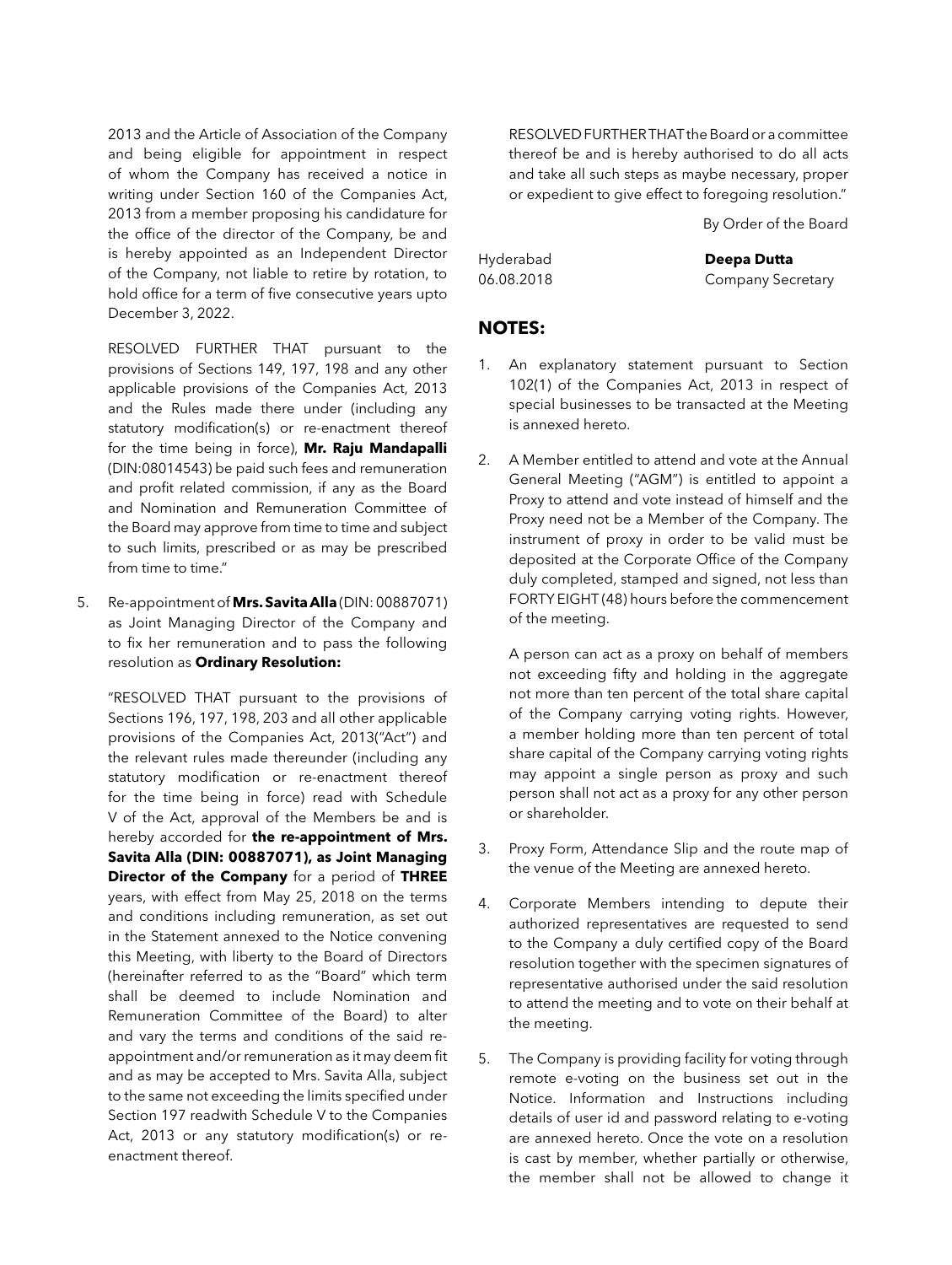2013 and the Article of Association of the Company and being eligible for appointment in respect of whom the Company has received a notice in writing under Section 160 of the Companies Act, 2013 from a member proposing his candidature for the office of the director of the Company, be and is hereby appointed as an Independent Director of the Company, not liable to retire by rotation, to hold office for a term of five consecutive years upto December 3, 2022.

RESOLVED FURTHER THAT pursuant to the provisions of Sections 149, 197, 198 and any other applicable provisions of the Companies Act, 2013 and the Rules made there under (including any statutory modification(s) or re-enactment thereof for the time being in force), **Mr. Raju Mandapalli** (DIN:08014543) be paid such fees and remuneration and profit related commission, if any as the Board and Nomination and Remuneration Committee of the Board may approve from time to time and subject to such limits, prescribed or as may be prescribed from time to time."

5. Re-appointment of **Mrs. Savita Alla** (DIN: 00887071) as Joint Managing Director of the Company and to fix her remuneration and to pass the following resolution as **Ordinary Resolution:**

   "RESOLVED THAT pursuant to the provisions of Sections 196, 197, 198, 203 and all other applicable provisions of the Companies Act, 2013("Act") and the relevant rules made thereunder (including any statutory modification or re-enactment thereof for the time being in force) read with Schedule V of the Act, approval of the Members be and is hereby accorded for **the re-appointment of Mrs. Savita Alla (DIN: 00887071), as Joint Managing Director of the Company** for a period of **THREE** years, with effect from May 25, 2018 on the terms and conditions including remuneration, as set out in the Statement annexed to the Notice convening this Meeting, with liberty to the Board of Directors (hereinafter referred to as the "Board" which term shall be deemed to include Nomination and Remuneration Committee of the Board) to alter and vary the terms and conditions of the said re-appointment and/or remuneration as it may deem fit and as may be accepted to Mrs. Savita Alla, subject to the same not exceeding the limits specified under Section 197 readwith Schedule V to the Companies Act, 2013 or any statutory modification(s) or re-enactment thereof.

   RESOLVED FURTHER THAT the Board or a committee thereof be and is hereby authorised to do all acts and take all such steps as maybe necessary, proper or expedient to give effect to foregoing resolution."

By Order of the Board

Hyderabad
06.08.2018

**Deepa Dutta**
Company Secretary

## NOTES:

1. An explanatory statement pursuant to Section 102(1) of the Companies Act, 2013 in respect of special businesses to be transacted at the Meeting is annexed hereto.

2. A Member entitled to attend and vote at the Annual General Meeting ("AGM") is entitled to appoint a Proxy to attend and vote instead of himself and the Proxy need not be a Member of the Company. The instrument of proxy in order to be valid must be deposited at the Corporate Office of the Company duly completed, stamped and signed, not less than FORTY EIGHT (48) hours before the commencement of the meeting.

   A person can act as a proxy on behalf of members not exceeding fifty and holding in the aggregate not more than ten percent of the total share capital of the Company carrying voting rights. However, a member holding more than ten percent of total share capital of the Company carrying voting rights may appoint a single person as proxy and such person shall not act as a proxy for any other person or shareholder.

3. Proxy Form, Attendance Slip and the route map of the venue of the Meeting are annexed hereto.

4. Corporate Members intending to depute their authorized representatives are requested to send to the Company a duly certified copy of the Board resolution together with the specimen signatures of representative authorised under the said resolution to attend the meeting and to vote on their behalf at the meeting.

5. The Company is providing facility for voting through remote e-voting on the business set out in the Notice. Information and Instructions including details of user id and password relating to e-voting are annexed hereto. Once the vote on a resolution is cast by member, whether partially or otherwise, the member shall not be allowed to change it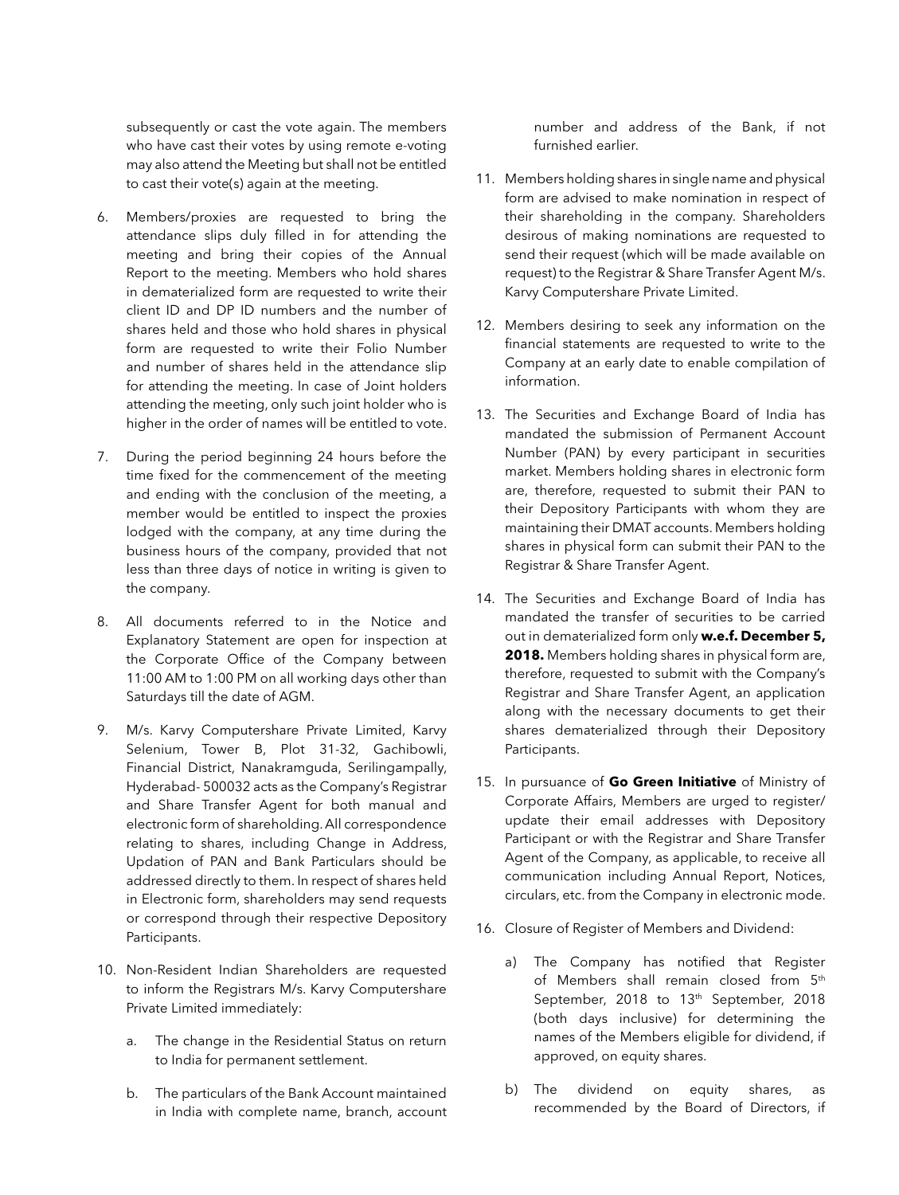subsequently or cast the vote again. The members who have cast their votes by using remote e-voting may also attend the Meeting but shall not be entitled to cast their vote(s) again at the meeting.

6. Members/proxies are requested to bring the attendance slips duly filled in for attending the meeting and bring their copies of the Annual Report to the meeting. Members who hold shares in dematerialized form are requested to write their client ID and DP ID numbers and the number of shares held and those who hold shares in physical form are requested to write their Folio Number and number of shares held in the attendance slip for attending the meeting. In case of Joint holders attending the meeting, only such joint holder who is higher in the order of names will be entitled to vote.

7. During the period beginning 24 hours before the time fixed for the commencement of the meeting and ending with the conclusion of the meeting, a member would be entitled to inspect the proxies lodged with the company, at any time during the business hours of the company, provided that not less than three days of notice in writing is given to the company.

8. All documents referred to in the Notice and Explanatory Statement are open for inspection at the Corporate Office of the Company between 11:00 AM to 1:00 PM on all working days other than Saturdays till the date of AGM.

9. M/s. Karvy Computershare Private Limited, Karvy Selenium, Tower B, Plot 31-32, Gachibowli, Financial District, Nanakramguda, Serilingampally, Hyderabad- 500032 acts as the Company's Registrar and Share Transfer Agent for both manual and electronic form of shareholding. All correspondence relating to shares, including Change in Address, Updation of PAN and Bank Particulars should be addressed directly to them. In respect of shares held in Electronic form, shareholders may send requests or correspond through their respective Depository Participants.

10. Non-Resident Indian Shareholders are requested to inform the Registrars M/s. Karvy Computershare Private Limited immediately:

    a. The change in the Residential Status on return to India for permanent settlement.

    b. The particulars of the Bank Account maintained in India with complete name, branch, account number and address of the Bank, if not furnished earlier.

11. Members holding shares in single name and physical form are advised to make nomination in respect of their shareholding in the company. Shareholders desirous of making nominations are requested to send their request (which will be made available on request) to the Registrar & Share Transfer Agent M/s. Karvy Computershare Private Limited.

12. Members desiring to seek any information on the financial statements are requested to write to the Company at an early date to enable compilation of information.

13. The Securities and Exchange Board of India has mandated the submission of Permanent Account Number (PAN) by every participant in securities market. Members holding shares in electronic form are, therefore, requested to submit their PAN to their Depository Participants with whom they are maintaining their DMAT accounts. Members holding shares in physical form can submit their PAN to the Registrar & Share Transfer Agent.

14. The Securities and Exchange Board of India has mandated the transfer of securities to be carried out in dematerialized form only **w.e.f. December 5, 2018.** Members holding shares in physical form are, therefore, requested to submit with the Company's Registrar and Share Transfer Agent, an application along with the necessary documents to get their shares dematerialized through their Depository Participants.

15. In pursuance of **Go Green Initiative** of Ministry of Corporate Affairs, Members are urged to register/update their email addresses with Depository Participant or with the Registrar and Share Transfer Agent of the Company, as applicable, to receive all communication including Annual Report, Notices, circulars, etc. from the Company in electronic mode.

16. Closure of Register of Members and Dividend:

    a) The Company has notified that Register of Members shall remain closed from 5th September, 2018 to 13th September, 2018 (both days inclusive) for determining the names of the Members eligible for dividend, if approved, on equity shares.

    b) The dividend on equity shares, as recommended by the Board of Directors, if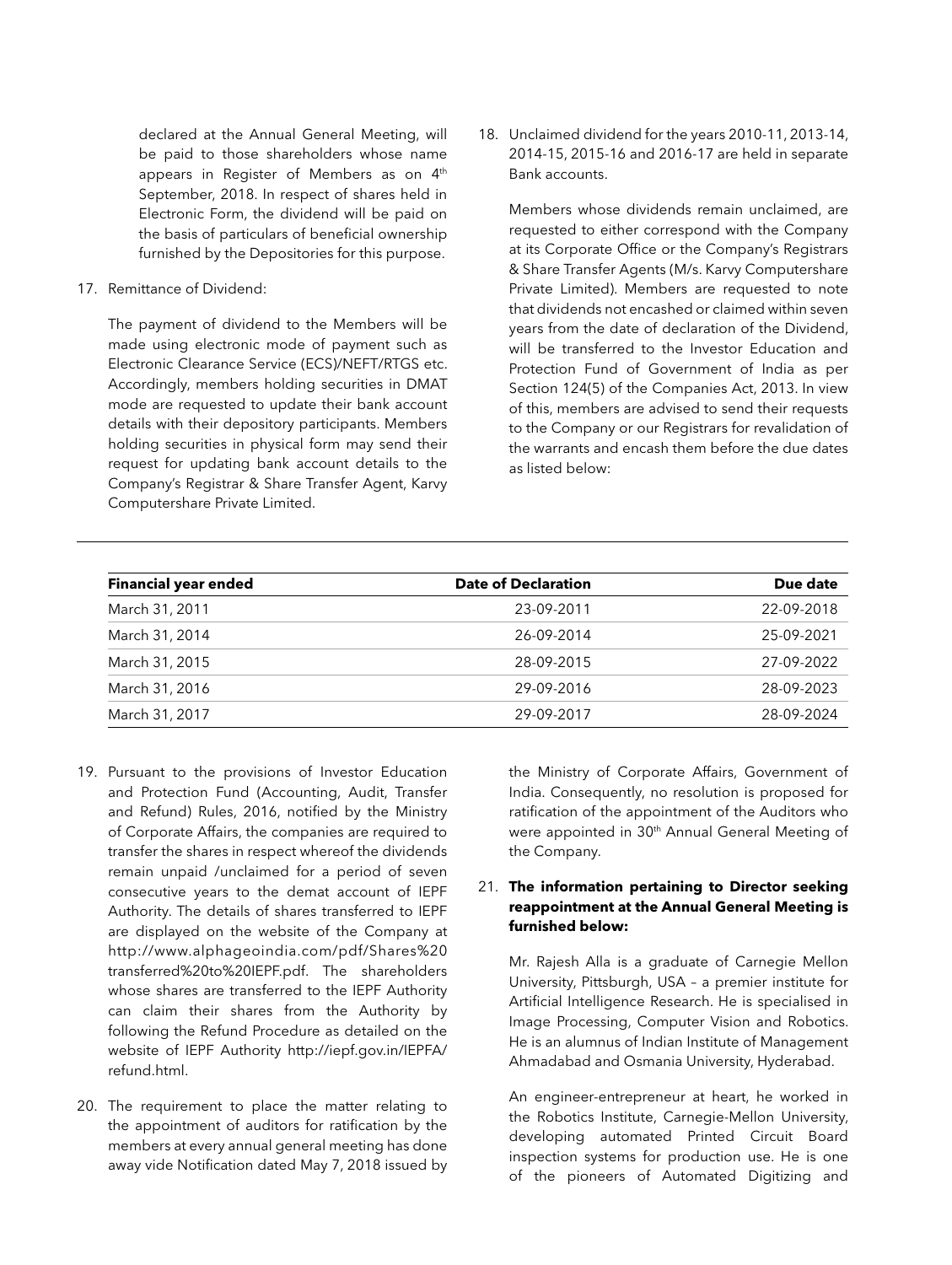declared at the Annual General Meeting, will be paid to those shareholders whose name appears in Register of Members as on 4th September, 2018. In respect of shares held in Electronic Form, the dividend will be paid on the basis of particulars of beneficial ownership furnished by the Depositories for this purpose.

17. Remittance of Dividend:

    The payment of dividend to the Members will be made using electronic mode of payment such as Electronic Clearance Service (ECS)/NEFT/RTGS etc. Accordingly, members holding securities in DMAT mode are requested to update their bank account details with their depository participants. Members holding securities in physical form may send their request for updating bank account details to the Company's Registrar & Share Transfer Agent, Karvy Computershare Private Limited.

18. Unclaimed dividend for the years 2010-11, 2013-14, 2014-15, 2015-16 and 2016-17 are held in separate Bank accounts.

    Members whose dividends remain unclaimed, are requested to either correspond with the Company at its Corporate Office or the Company's Registrars & Share Transfer Agents (M/s. Karvy Computershare Private Limited). Members are requested to note that dividends not encashed or claimed within seven years from the date of declaration of the Dividend, will be transferred to the Investor Education and Protection Fund of Government of India as per Section 124(5) of the Companies Act, 2013. In view of this, members are advised to send their requests to the Company or our Registrars for revalidation of the warrants and encash them before the due dates as listed below:

| Financial year ended | Date of Declaration | Due date |
|---|---|---|
| March 31, 2011 | 23-09-2011 | 22-09-2018 |
| March 31, 2014 | 26-09-2014 | 25-09-2021 |
| March 31, 2015 | 28-09-2015 | 27-09-2022 |
| March 31, 2016 | 29-09-2016 | 28-09-2023 |
| March 31, 2017 | 29-09-2017 | 28-09-2024 |

19. Pursuant to the provisions of Investor Education and Protection Fund (Accounting, Audit, Transfer and Refund) Rules, 2016, notified by the Ministry of Corporate Affairs, the companies are required to transfer the shares in respect whereof the dividends remain unpaid /unclaimed for a period of seven consecutive years to the demat account of IEPF Authority. The details of shares transferred to IEPF are displayed on the website of the Company at http://www.alphageoindia.com/pdf/Shares%20transferred%20to%20IEPF.pdf. The shareholders whose shares are transferred to the IEPF Authority can claim their shares from the Authority by following the Refund Procedure as detailed on the website of IEPF Authority http://iepf.gov.in/IEPFA/refund.html.

20. The requirement to place the matter relating to the appointment of auditors for ratification by the members at every annual general meeting has done away vide Notification dated May 7, 2018 issued by the Ministry of Corporate Affairs, Government of India. Consequently, no resolution is proposed for ratification of the appointment of the Auditors who were appointed in 30th Annual General Meeting of the Company.

21. **The information pertaining to Director seeking reappointment at the Annual General Meeting is furnished below:**

    Mr. Rajesh Alla is a graduate of Carnegie Mellon University, Pittsburgh, USA – a premier institute for Artificial Intelligence Research. He is specialised in Image Processing, Computer Vision and Robotics. He is an alumnus of Indian Institute of Management Ahmadabad and Osmania University, Hyderabad.

    An engineer-entrepreneur at heart, he worked in the Robotics Institute, Carnegie-Mellon University, developing automated Printed Circuit Board inspection systems for production use. He is one of the pioneers of Automated Digitizing and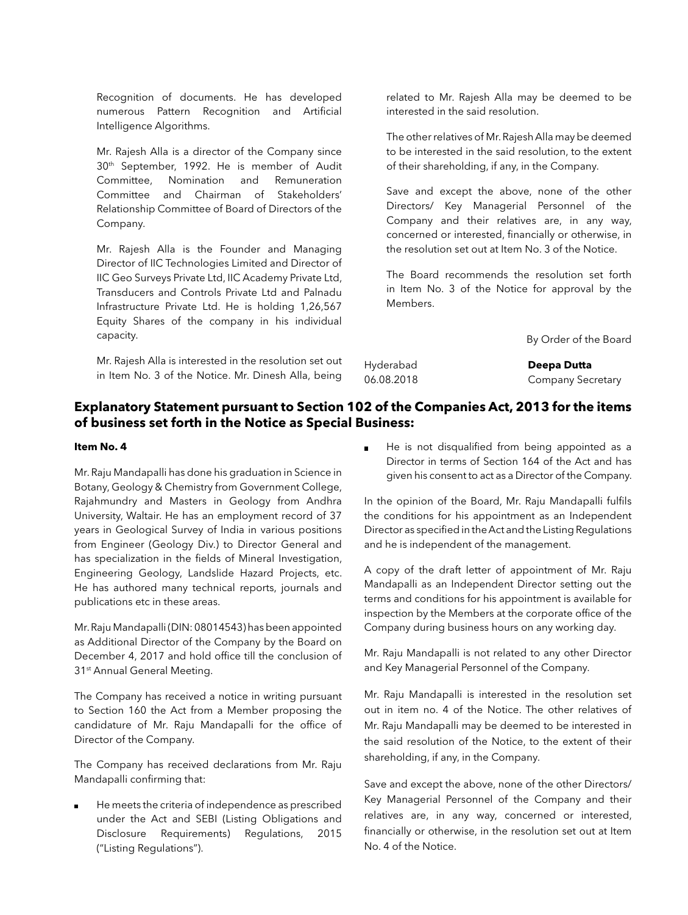Recognition of documents. He has developed numerous Pattern Recognition and Artificial Intelligence Algorithms.

Mr. Rajesh Alla is a director of the Company since 30th September, 1992. He is member of Audit Committee, Nomination and Remuneration Committee and Chairman of Stakeholders' Relationship Committee of Board of Directors of the Company.

Mr. Rajesh Alla is the Founder and Managing Director of IIC Technologies Limited and Director of IIC Geo Surveys Private Ltd, IIC Academy Private Ltd, Transducers and Controls Private Ltd and Palnadu Infrastructure Private Ltd. He is holding 1,26,567 Equity Shares of the company in his individual capacity.

Mr. Rajesh Alla is interested in the resolution set out in Item No. 3 of the Notice. Mr. Dinesh Alla, being related to Mr. Rajesh Alla may be deemed to be interested in the said resolution.

The other relatives of Mr. Rajesh Alla may be deemed to be interested in the said resolution, to the extent of their shareholding, if any, in the Company.

Save and except the above, none of the other Directors/ Key Managerial Personnel of the Company and their relatives are, in any way, concerned or interested, financially or otherwise, in the resolution set out at Item No. 3 of the Notice.

The Board recommends the resolution set forth in Item No. 3 of the Notice for approval by the Members.

By Order of the Board

Hyderabad
06.08.2018

**Deepa Dutta**
Company Secretary

## Explanatory Statement pursuant to Section 102 of the Companies Act, 2013 for the items of business set forth in the Notice as Special Business:

**Item No. 4**

Mr. Raju Mandapalli has done his graduation in Science in Botany, Geology & Chemistry from Government College, Rajahmundry and Masters in Geology from Andhra University, Waltair. He has an employment record of 37 years in Geological Survey of India in various positions from Engineer (Geology Div.) to Director General and has specialization in the fields of Mineral Investigation, Engineering Geology, Landslide Hazard Projects, etc. He has authored many technical reports, journals and publications etc in these areas.

Mr. Raju Mandapalli (DIN: 08014543) has been appointed as Additional Director of the Company by the Board on December 4, 2017 and hold office till the conclusion of 31st Annual General Meeting.

The Company has received a notice in writing pursuant to Section 160 the Act from a Member proposing the candidature of Mr. Raju Mandapalli for the office of Director of the Company.

The Company has received declarations from Mr. Raju Mandapalli confirming that:

- He meets the criteria of independence as prescribed under the Act and SEBI (Listing Obligations and Disclosure Requirements) Regulations, 2015 ("Listing Regulations").
- He is not disqualified from being appointed as a Director in terms of Section 164 of the Act and has given his consent to act as a Director of the Company.

In the opinion of the Board, Mr. Raju Mandapalli fulfils the conditions for his appointment as an Independent Director as specified in the Act and the Listing Regulations and he is independent of the management.

A copy of the draft letter of appointment of Mr. Raju Mandapalli as an Independent Director setting out the terms and conditions for his appointment is available for inspection by the Members at the corporate office of the Company during business hours on any working day.

Mr. Raju Mandapalli is not related to any other Director and Key Managerial Personnel of the Company.

Mr. Raju Mandapalli is interested in the resolution set out in item no. 4 of the Notice. The other relatives of Mr. Raju Mandapalli may be deemed to be interested in the said resolution of the Notice, to the extent of their shareholding, if any, in the Company.

Save and except the above, none of the other Directors/ Key Managerial Personnel of the Company and their relatives are, in any way, concerned or interested, financially or otherwise, in the resolution set out at Item No. 4 of the Notice.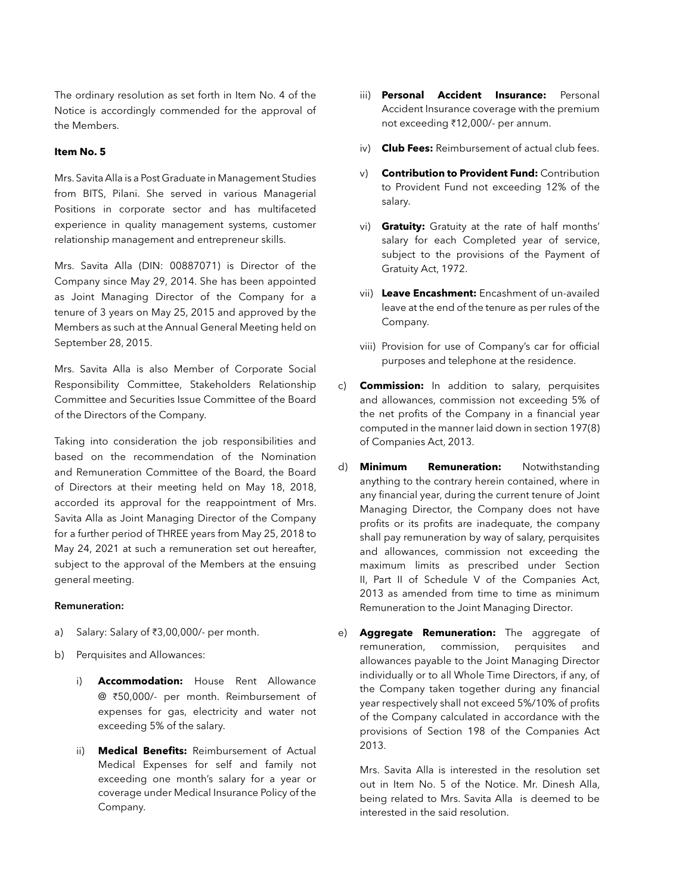The ordinary resolution as set forth in Item No. 4 of the Notice is accordingly commended for the approval of the Members.

**Item No. 5**

Mrs. Savita Alla is a Post Graduate in Management Studies from BITS, Pilani. She served in various Managerial Positions in corporate sector and has multifaceted experience in quality management systems, customer relationship management and entrepreneur skills.

Mrs. Savita Alla (DIN: 00887071) is Director of the Company since May 29, 2014. She has been appointed as Joint Managing Director of the Company for a tenure of 3 years on May 25, 2015 and approved by the Members as such at the Annual General Meeting held on September 28, 2015.

Mrs. Savita Alla is also Member of Corporate Social Responsibility Committee, Stakeholders Relationship Committee and Securities Issue Committee of the Board of the Directors of the Company.

Taking into consideration the job responsibilities and based on the recommendation of the Nomination and Remuneration Committee of the Board, the Board of Directors at their meeting held on May 18, 2018, accorded its approval for the reappointment of Mrs. Savita Alla as Joint Managing Director of the Company for a further period of THREE years from May 25, 2018 to May 24, 2021 at such a remuneration set out hereafter, subject to the approval of the Members at the ensuing general meeting.

**Remuneration:**

a) Salary: Salary of ₹3,00,000/- per month.

b) Perquisites and Allowances:

   i) **Accommodation:** House Rent Allowance @ ₹50,000/- per month. Reimbursement of expenses for gas, electricity and water not exceeding 5% of the salary.

   ii) **Medical Benefits:** Reimbursement of Actual Medical Expenses for self and family not exceeding one month's salary for a year or coverage under Medical Insurance Policy of the Company.

   iii) **Personal Accident Insurance:** Personal Accident Insurance coverage with the premium not exceeding ₹12,000/- per annum.

   iv) **Club Fees:** Reimbursement of actual club fees.

   v) **Contribution to Provident Fund:** Contribution to Provident Fund not exceeding 12% of the salary.

   vi) **Gratuity:** Gratuity at the rate of half months' salary for each Completed year of service, subject to the provisions of the Payment of Gratuity Act, 1972.

   vii) **Leave Encashment:** Encashment of un-availed leave at the end of the tenure as per rules of the Company.

   viii) Provision for use of Company's car for official purposes and telephone at the residence.

c) **Commission:** In addition to salary, perquisites and allowances, commission not exceeding 5% of the net profits of the Company in a financial year computed in the manner laid down in section 197(8) of Companies Act, 2013.

d) **Minimum Remuneration:** Notwithstanding anything to the contrary herein contained, where in any financial year, during the current tenure of Joint Managing Director, the Company does not have profits or its profits are inadequate, the company shall pay remuneration by way of salary, perquisites and allowances, commission not exceeding the maximum limits as prescribed under Section II, Part II of Schedule V of the Companies Act, 2013 as amended from time to time as minimum Remuneration to the Joint Managing Director.

e) **Aggregate Remuneration:** The aggregate of remuneration, commission, perquisites and allowances payable to the Joint Managing Director individually or to all Whole Time Directors, if any, of the Company taken together during any financial year respectively shall not exceed 5%/10% of profits of the Company calculated in accordance with the provisions of Section 198 of the Companies Act 2013.

Mrs. Savita Alla is interested in the resolution set out in Item No. 5 of the Notice. Mr. Dinesh Alla, being related to Mrs. Savita Alla is deemed to be interested in the said resolution.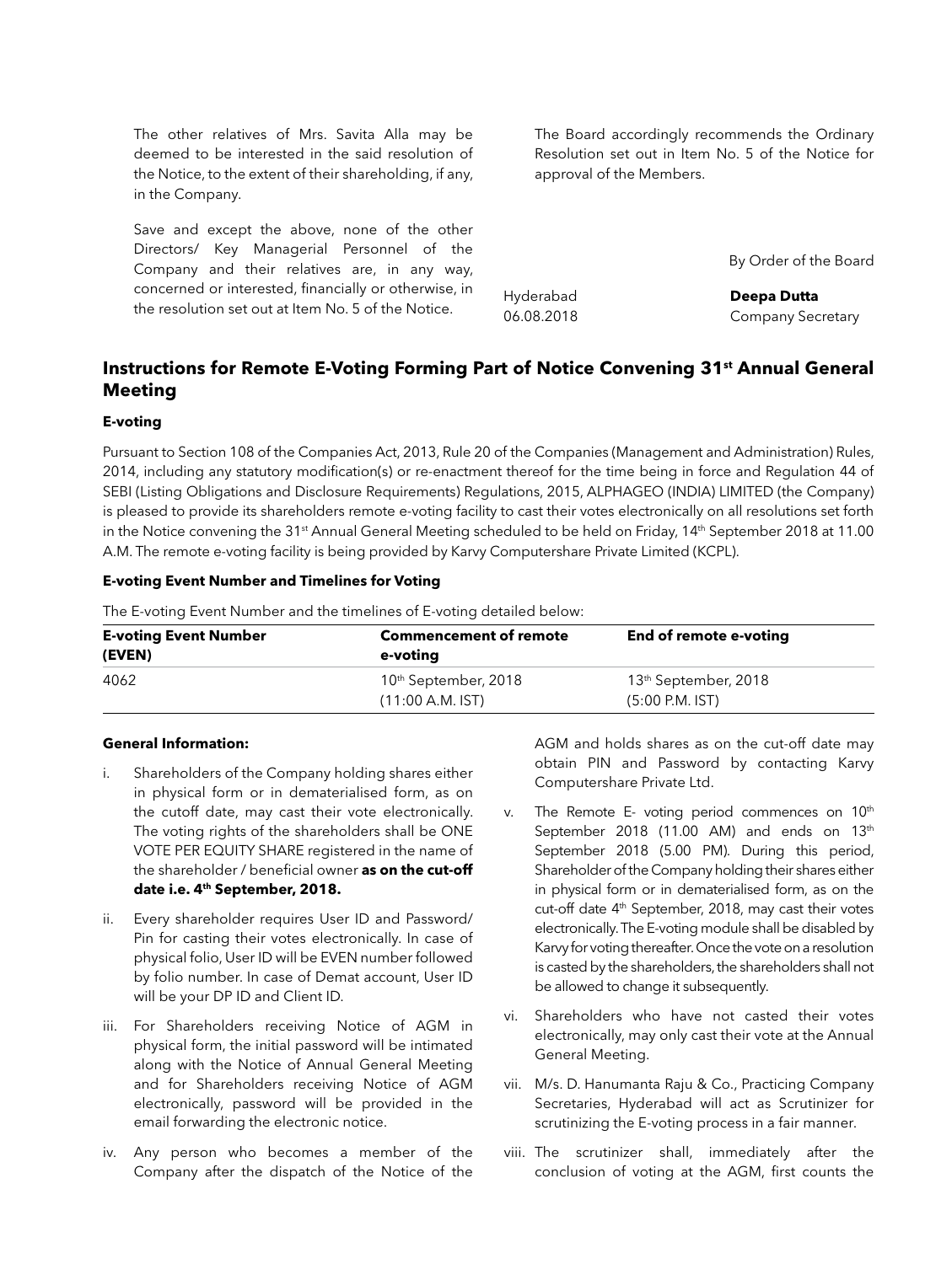The other relatives of Mrs. Savita Alla may be deemed to be interested in the said resolution of the Notice, to the extent of their shareholding, if any, in the Company.

Save and except the above, none of the other Directors/ Key Managerial Personnel of the Company and their relatives are, in any way, concerned or interested, financially or otherwise, in the resolution set out at Item No. 5 of the Notice.

The Board accordingly recommends the Ordinary Resolution set out in Item No. 5 of the Notice for approval of the Members.

By Order of the Board

Hyderabad
06.08.2018

**Deepa Dutta**
Company Secretary

## Instructions for Remote E-Voting Forming Part of Notice Convening 31st Annual General Meeting

### E-voting

Pursuant to Section 108 of the Companies Act, 2013, Rule 20 of the Companies (Management and Administration) Rules, 2014, including any statutory modification(s) or re-enactment thereof for the time being in force and Regulation 44 of SEBI (Listing Obligations and Disclosure Requirements) Regulations, 2015, ALPHAGEO (INDIA) LIMITED (the Company) is pleased to provide its shareholders remote e-voting facility to cast their votes electronically on all resolutions set forth in the Notice convening the 31st Annual General Meeting scheduled to be held on Friday, 14th September 2018 at 11.00 A.M. The remote e-voting facility is being provided by Karvy Computershare Private Limited (KCPL).

### E-voting Event Number and Timelines for Voting

The E-voting Event Number and the timelines of E-voting detailed below:

| E-voting Event Number (EVEN) | Commencement of remote e-voting | End of remote e-voting |
|---|---|---|
| 4062 | 10th September, 2018 (11:00 A.M. IST) | 13th September, 2018 (5:00 P.M. IST) |

### General Information:

i. Shareholders of the Company holding shares either in physical form or in dematerialised form, as on the cutoff date, may cast their vote electronically. The voting rights of the shareholders shall be ONE VOTE PER EQUITY SHARE registered in the name of the shareholder / beneficial owner **as on the cut-off date i.e. 4th September, 2018.**

ii. Every shareholder requires User ID and Password/ Pin for casting their votes electronically. In case of physical folio, User ID will be EVEN number followed by folio number. In case of Demat account, User ID will be your DP ID and Client ID.

iii. For Shareholders receiving Notice of AGM in physical form, the initial password will be intimated along with the Notice of Annual General Meeting and for Shareholders receiving Notice of AGM electronically, password will be provided in the email forwarding the electronic notice.

iv. Any person who becomes a member of the Company after the dispatch of the Notice of the AGM and holds shares as on the cut-off date may obtain PIN and Password by contacting Karvy Computershare Private Ltd.

v. The Remote E- voting period commences on 10th September 2018 (11.00 AM) and ends on 13th September 2018 (5.00 PM). During this period, Shareholder of the Company holding their shares either in physical form or in dematerialised form, as on the cut-off date 4th September, 2018, may cast their votes electronically. The E-voting module shall be disabled by Karvy for voting thereafter. Once the vote on a resolution is casted by the shareholders, the shareholders shall not be allowed to change it subsequently.

vi. Shareholders who have not casted their votes electronically, may only cast their vote at the Annual General Meeting.

vii. M/s. D. Hanumanta Raju & Co., Practicing Company Secretaries, Hyderabad will act as Scrutinizer for scrutinizing the E-voting process in a fair manner.

viii. The scrutinizer shall, immediately after the conclusion of voting at the AGM, first counts the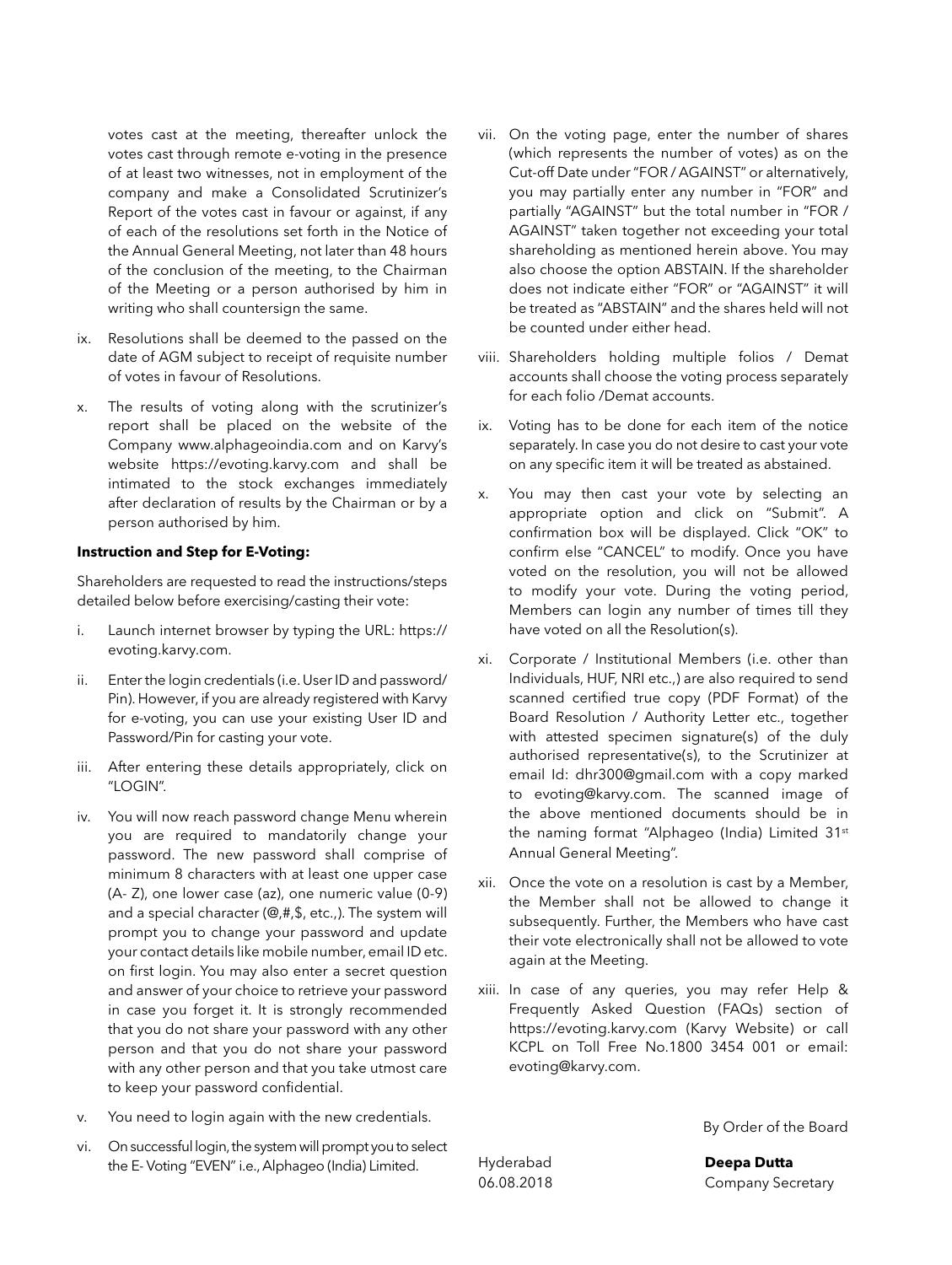votes cast at the meeting, thereafter unlock the votes cast through remote e-voting in the presence of at least two witnesses, not in employment of the company and make a Consolidated Scrutinizer's Report of the votes cast in favour or against, if any of each of the resolutions set forth in the Notice of the Annual General Meeting, not later than 48 hours of the conclusion of the meeting, to the Chairman of the Meeting or a person authorised by him in writing who shall countersign the same.

ix. Resolutions shall be deemed to the passed on the date of AGM subject to receipt of requisite number of votes in favour of Resolutions.

x. The results of voting along with the scrutinizer's report shall be placed on the website of the Company www.alphageoindia.com and on Karvy's website https://evoting.karvy.com and shall be intimated to the stock exchanges immediately after declaration of results by the Chairman or by a person authorised by him.

**Instruction and Step for E-Voting:**

Shareholders are requested to read the instructions/steps detailed below before exercising/casting their vote:

i. Launch internet browser by typing the URL: https://evoting.karvy.com.

ii. Enter the login credentials (i.e. User ID and password/ Pin). However, if you are already registered with Karvy for e-voting, you can use your existing User ID and Password/Pin for casting your vote.

iii. After entering these details appropriately, click on "LOGIN".

iv. You will now reach password change Menu wherein you are required to mandatorily change your password. The new password shall comprise of minimum 8 characters with at least one upper case (A- Z), one lower case (az), one numeric value (0-9) and a special character (@,#,$, etc.,). The system will prompt you to change your password and update your contact details like mobile number, email ID etc. on first login. You may also enter a secret question and answer of your choice to retrieve your password in case you forget it. It is strongly recommended that you do not share your password with any other person and that you do not share your password with any other person and that you take utmost care to keep your password confidential.

v. You need to login again with the new credentials.

vi. On successful login, the system will prompt you to select the E- Voting "EVEN" i.e., Alphageo (India) Limited.

vii. On the voting page, enter the number of shares (which represents the number of votes) as on the Cut-off Date under "FOR / AGAINST" or alternatively, you may partially enter any number in "FOR" and partially "AGAINST" but the total number in "FOR / AGAINST" taken together not exceeding your total shareholding as mentioned herein above. You may also choose the option ABSTAIN. If the shareholder does not indicate either "FOR" or "AGAINST" it will be treated as "ABSTAIN" and the shares held will not be counted under either head.

viii. Shareholders holding multiple folios / Demat accounts shall choose the voting process separately for each folio /Demat accounts.

ix. Voting has to be done for each item of the notice separately. In case you do not desire to cast your vote on any specific item it will be treated as abstained.

x. You may then cast your vote by selecting an appropriate option and click on "Submit". A confirmation box will be displayed. Click "OK" to confirm else "CANCEL" to modify. Once you have voted on the resolution, you will not be allowed to modify your vote. During the voting period, Members can login any number of times till they have voted on all the Resolution(s).

xi. Corporate / Institutional Members (i.e. other than Individuals, HUF, NRI etc.,) are also required to send scanned certified true copy (PDF Format) of the Board Resolution / Authority Letter etc., together with attested specimen signature(s) of the duly authorised representative(s), to the Scrutinizer at email Id: dhr300@gmail.com with a copy marked to evoting@karvy.com. The scanned image of the above mentioned documents should be in the naming format "Alphageo (India) Limited 31st Annual General Meeting".

xii. Once the vote on a resolution is cast by a Member, the Member shall not be allowed to change it subsequently. Further, the Members who have cast their vote electronically shall not be allowed to vote again at the Meeting.

xiii. In case of any queries, you may refer Help & Frequently Asked Question (FAQs) section of https://evoting.karvy.com (Karvy Website) or call KCPL on Toll Free No.1800 3454 001 or email: evoting@karvy.com.

By Order of the Board

Hyderabad
06.08.2018

**Deepa Dutta**
Company Secretary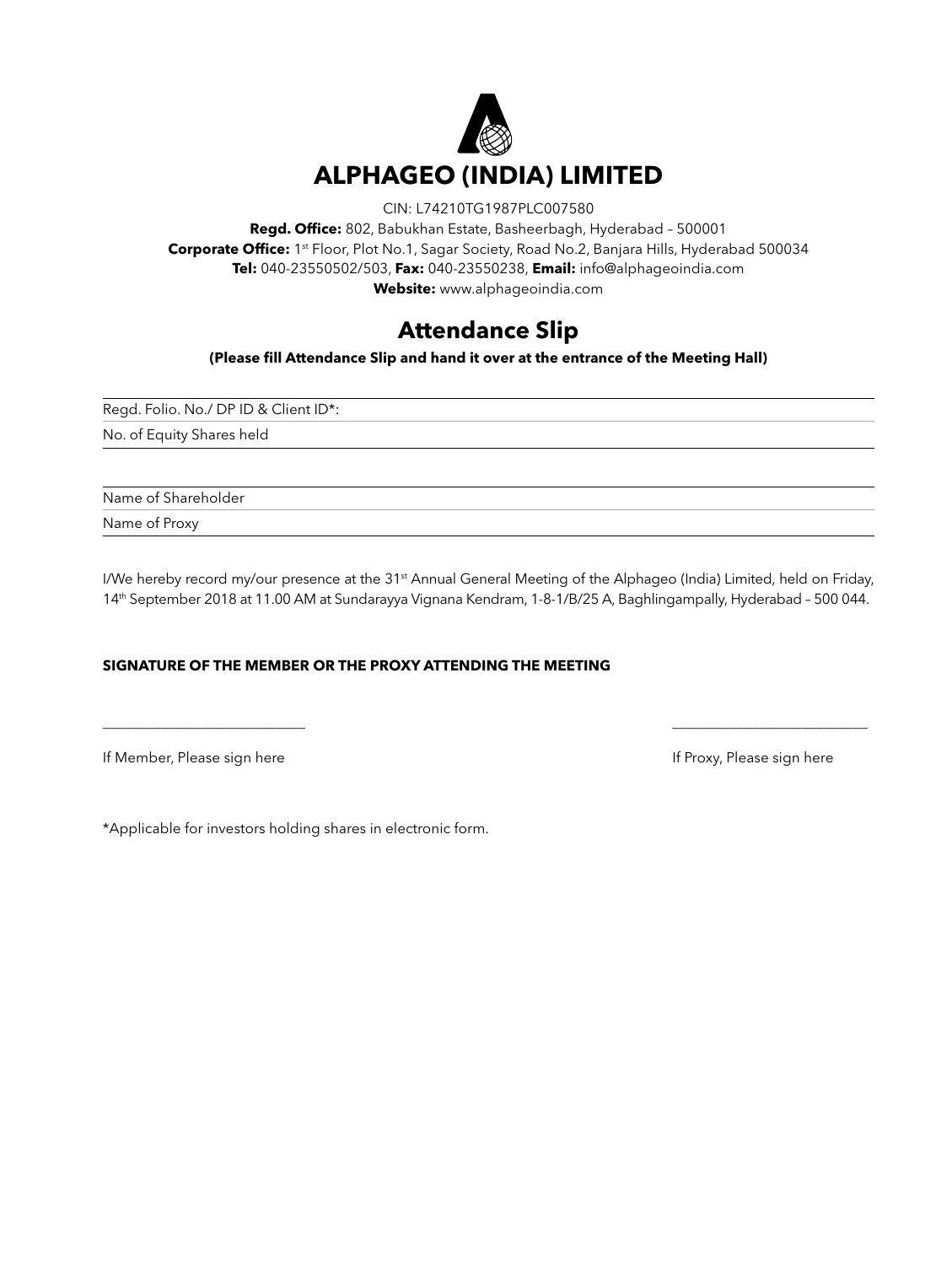# ALPHAGEO (INDIA) LIMITED

CIN: L74210TG1987PLC007580

**Regd. Office:** 802, Babukhan Estate, Basheerbagh, Hyderabad – 500001

**Corporate Office:** 1st Floor, Plot No.1, Sagar Society, Road No.2, Banjara Hills, Hyderabad 500034

**Tel:** 040-23550502/503, **Fax:** 040-23550238, **Email:** info@alphageoindia.com

**Website:** www.alphageoindia.com

## Attendance Slip

**(Please fill Attendance Slip and hand it over at the entrance of the Meeting Hall)**

Regd. Folio. No./ DP ID & Client ID*:

No. of Equity Shares held

Name of Shareholder

Name of Proxy

I/We hereby record my/our presence at the 31st Annual General Meeting of the Alphageo (India) Limited, held on Friday, 14th September 2018 at 11.00 AM at Sundarayya Vignana Kendram, 1-8-1/B/25 A, Baghlingampally, Hyderabad – 500 044.

**SIGNATURE OF THE MEMBER OR THE PROXY ATTENDING THE MEETING**

______________________________ ______________________________

If Member, Please sign here If Proxy, Please sign here

*Applicable for investors holding shares in electronic form.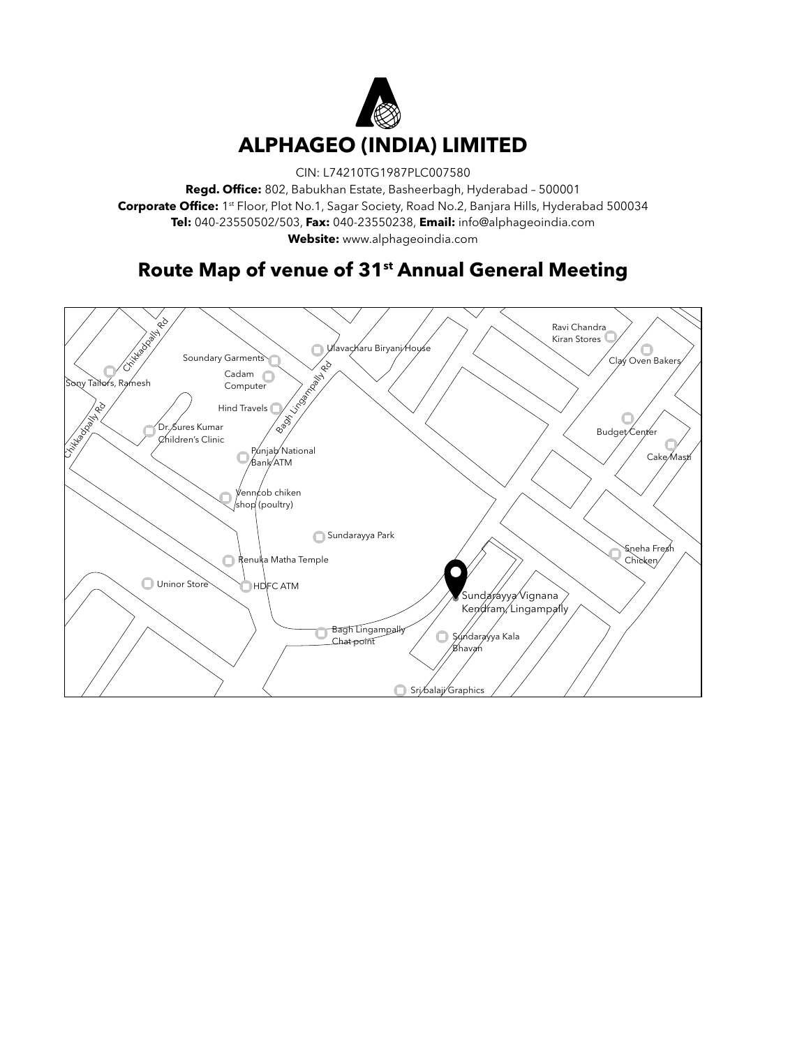# ALPHAGEO (INDIA) LIMITED

CIN: L74210TG1987PLC007580

**Regd. Office:** 802, Babukhan Estate, Basheerbagh, Hyderabad – 500001

**Corporate Office:** 1st Floor, Plot No.1, Sagar Society, Road No.2, Banjara Hills, Hyderabad 500034

**Tel:** 040-23550502/503, **Fax:** 040-23550238, **Email:** info@alphageoindia.com

**Website:** www.alphageoindia.com

## Route Map of venue of 31st Annual General Meeting

Chikkadpally Rd
Soundary Garments
Ulavacharu Biryani House
Ravi Chandra Kiran Stores
Clay Oven Bakers
Sony Tailors, Ramesh
Cadam Computer
Bagh Lingampally Rd
Hind Travels
Chikkadpally Rd
Dr. Sures Kumar Children's Clinic
Budget Center
Cake Masti
Punjab National Bank ATM
Venncob chiken shop (poultry)
Sundarayya Park
Sneha Fresh Chicken
Renuka Matha Temple
Uninor Store
HDFC ATM
Sundarayya Vignana Kendram, Lingampally
Bagh Lingampally Chat point
Sundarayya Kala Bhavan
Sri balaji Graphics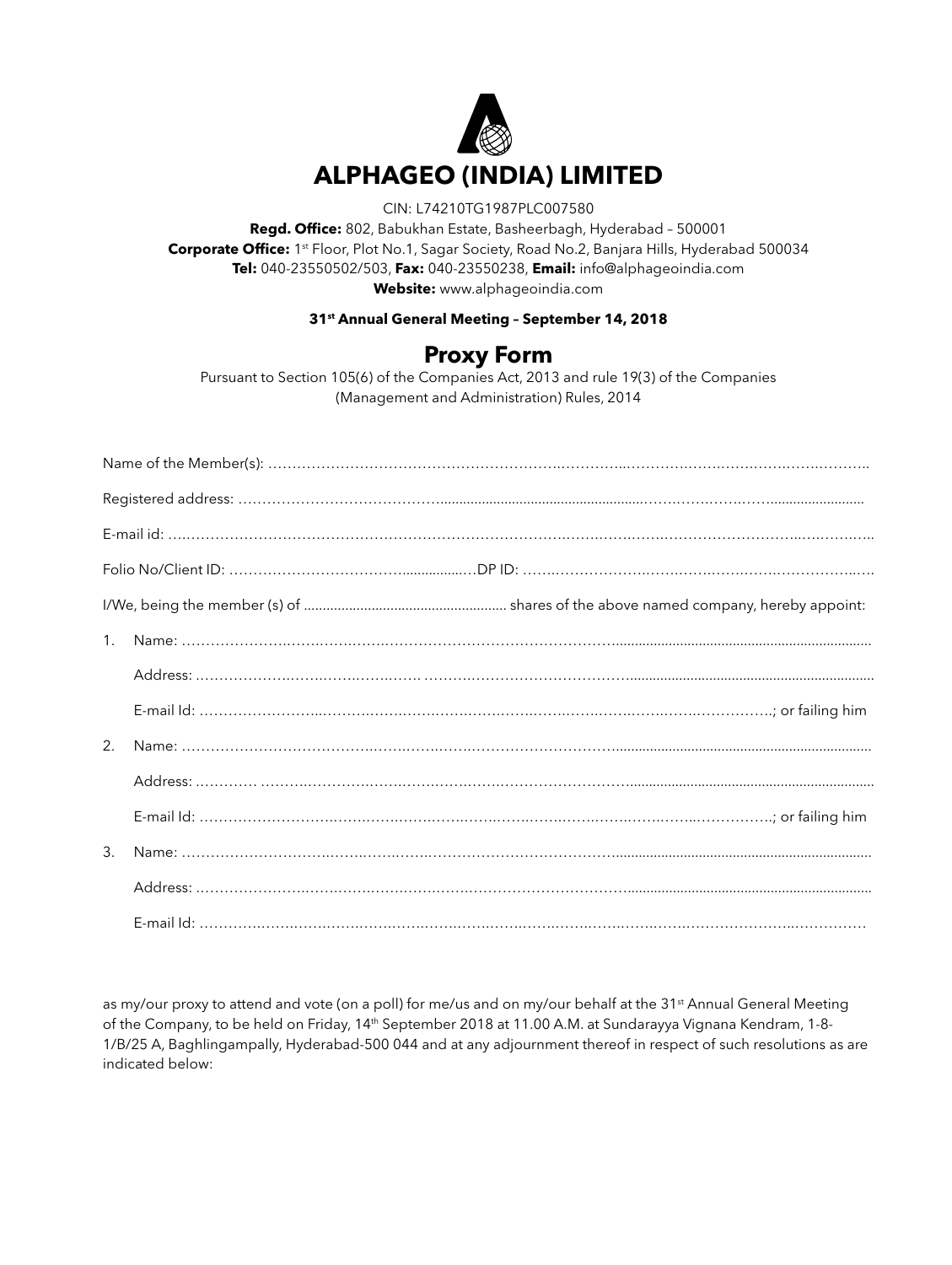# ALPHAGEO (INDIA) LIMITED

CIN: L74210TG1987PLC007580

**Regd. Office:** 802, Babukhan Estate, Basheerbagh, Hyderabad – 500001

**Corporate Office:** 1st Floor, Plot No.1, Sagar Society, Road No.2, Banjara Hills, Hyderabad 500034

**Tel:** 040-23550502/503, **Fax:** 040-23550238, **Email:** info@alphageoindia.com

**Website:** www.alphageoindia.com

**31st Annual General Meeting – September 14, 2018**

## Proxy Form

Pursuant to Section 105(6) of the Companies Act, 2013 and rule 19(3) of the Companies (Management and Administration) Rules, 2014

Name of the Member(s): ……………………………………………………………………………………………………………

Registered address: ……………………………………………………………………………………………………………

E-mail id: ……………………………………………………………………………………………………………………

Folio No/Client ID: ……………………………………DP ID: …………………………………………………………

I/We, being the member (s) of ……………………………… shares of the above named company, hereby appoint:

1. Name: ……………………………………………………………………………………………………………

   Address: ……………………………………………………………………………………………………………

   E-mail Id: ……………………………………………………………………………………………; or failing him

2. Name: ……………………………………………………………………………………………………………

   Address: ……………………………………………………………………………………………………………

   E-mail Id: ……………………………………………………………………………………………; or failing him

3. Name: ……………………………………………………………………………………………………………

   Address: ……………………………………………………………………………………………………………

   E-mail Id: ……………………………………………………………………………………………………………

as my/our proxy to attend and vote (on a poll) for me/us and on my/our behalf at the 31st Annual General Meeting of the Company, to be held on Friday, 14th September 2018 at 11.00 A.M. at Sundarayya Vignana Kendram, 1-8-1/B/25 A, Baghlingampally, Hyderabad-500 044 and at any adjournment thereof in respect of such resolutions as are indicated below: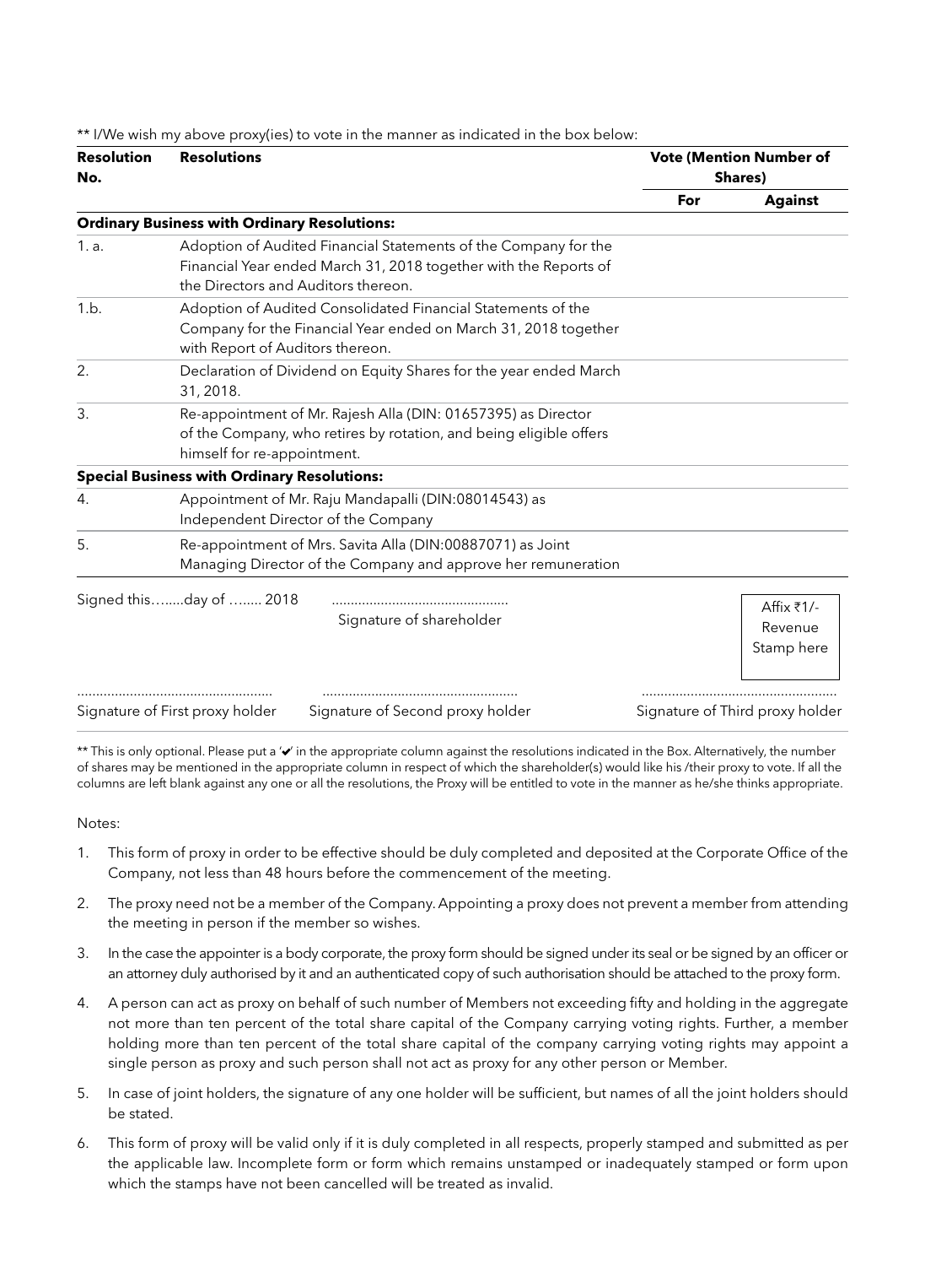** I/We wish my above proxy(ies) to vote in the manner as indicated in the box below:

| Resolution No. | Resolutions | Vote (Mention Number of Shares) | |
|---|---|---|---|
| | | For | Against |
| **Ordinary Business with Ordinary Resolutions:** | | | |
| 1. a. | Adoption of Audited Financial Statements of the Company for the Financial Year ended March 31, 2018 together with the Reports of the Directors and Auditors thereon. | | |
| 1.b. | Adoption of Audited Consolidated Financial Statements of the Company for the Financial Year ended on March 31, 2018 together with Report of Auditors thereon. | | |
| 2. | Declaration of Dividend on Equity Shares for the year ended March 31, 2018. | | |
| 3. | Re-appointment of Mr. Rajesh Alla (DIN: 01657395) as Director of the Company, who retires by rotation, and being eligible offers himself for re-appointment. | | |
| **Special Business with Ordinary Resolutions:** | | | |
| 4. | Appointment of Mr. Raju Mandapalli (DIN:08014543) as Independent Director of the Company | | |
| 5. | Re-appointment of Mrs. Savita Alla (DIN:00887071) as Joint Managing Director of the Company and approve her remuneration | | |

Signed this…......day of …..... 2018

..............................................
Signature of shareholder

Affix ₹1/- Revenue Stamp here

..................................................
Signature of First proxy holder

..................................................
Signature of Second proxy holder

..................................................
Signature of Third proxy holder

** This is only optional. Please put a '✔' in the appropriate column against the resolutions indicated in the Box. Alternatively, the number of shares may be mentioned in the appropriate column in respect of which the shareholder(s) would like his /their proxy to vote. If all the columns are left blank against any one or all the resolutions, the Proxy will be entitled to vote in the manner as he/she thinks appropriate.

Notes:

1. This form of proxy in order to be effective should be duly completed and deposited at the Corporate Office of the Company, not less than 48 hours before the commencement of the meeting.
2. The proxy need not be a member of the Company. Appointing a proxy does not prevent a member from attending the meeting in person if the member so wishes.
3. In the case the appointer is a body corporate, the proxy form should be signed under its seal or be signed by an officer or an attorney duly authorised by it and an authenticated copy of such authorisation should be attached to the proxy form.
4. A person can act as proxy on behalf of such number of Members not exceeding fifty and holding in the aggregate not more than ten percent of the total share capital of the Company carrying voting rights. Further, a member holding more than ten percent of the total share capital of the company carrying voting rights may appoint a single person as proxy and such person shall not act as proxy for any other person or Member.
5. In case of joint holders, the signature of any one holder will be sufficient, but names of all the joint holders should be stated.
6. This form of proxy will be valid only if it is duly completed in all respects, properly stamped and submitted as per the applicable law. Incomplete form or form which remains unstamped or inadequately stamped or form upon which the stamps have not been cancelled will be treated as invalid.